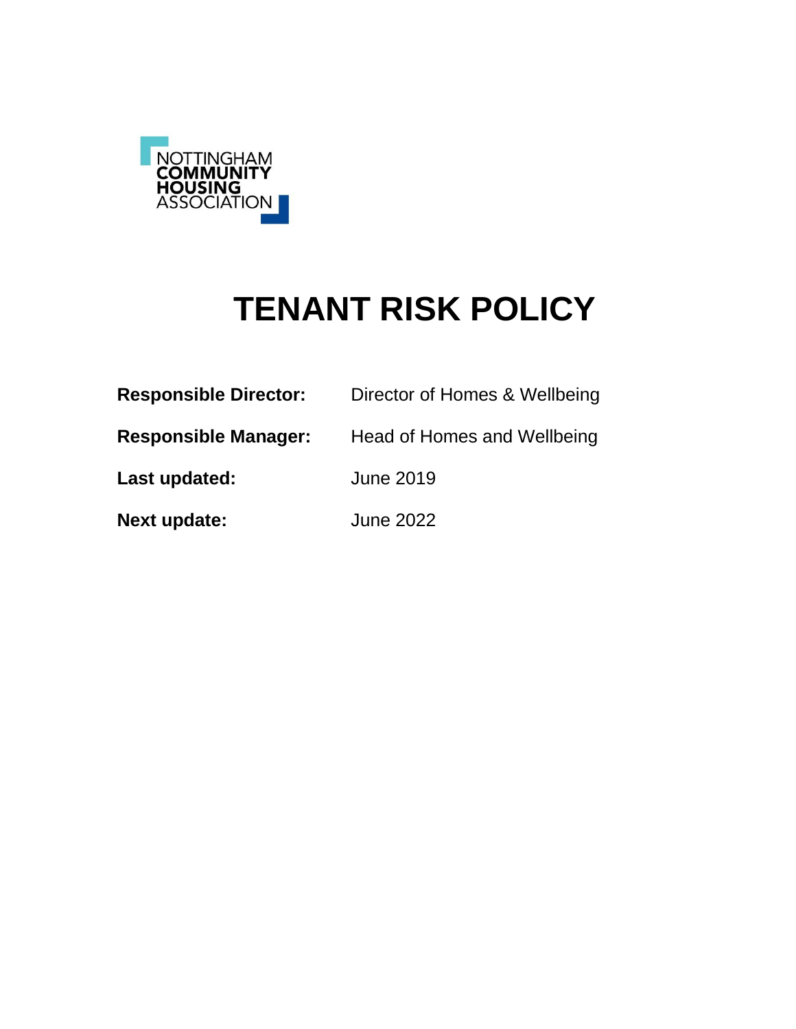NOTTINGHAM
**COMMUNITY**
**HOUSING**
ASSOCIATION

# TENANT RISK POLICY

**Responsible Director:** Director of Homes & Wellbeing

**Responsible Manager:** Head of Homes and Wellbeing

**Last updated:** June 2019

**Next update:** June 2022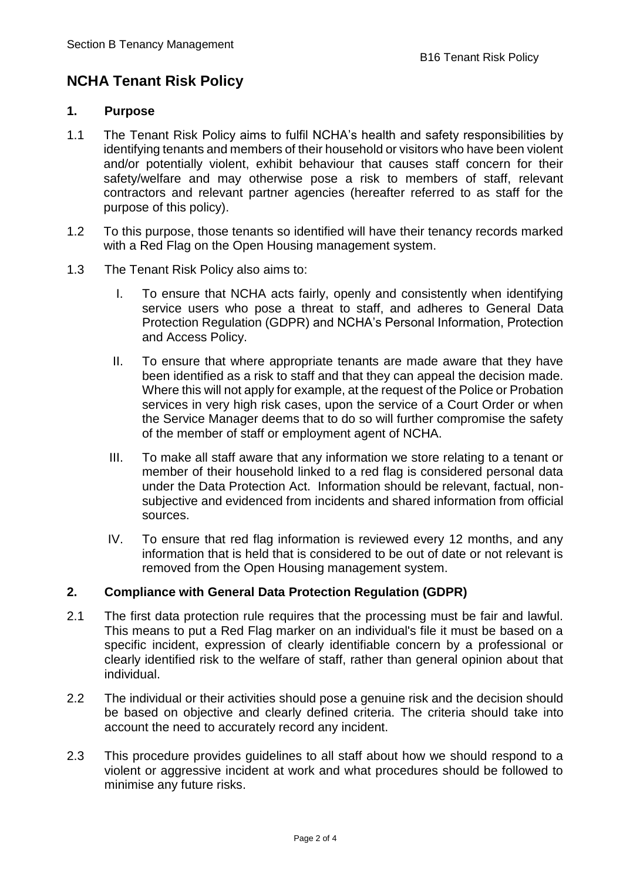# NCHA Tenant Risk Policy

## 1. Purpose

1.1 The Tenant Risk Policy aims to fulfil NCHA's health and safety responsibilities by identifying tenants and members of their household or visitors who have been violent and/or potentially violent, exhibit behaviour that causes staff concern for their safety/welfare and may otherwise pose a risk to members of staff, relevant contractors and relevant partner agencies (hereafter referred to as staff for the purpose of this policy).

1.2 To this purpose, those tenants so identified will have their tenancy records marked with a Red Flag on the Open Housing management system.

1.3 The Tenant Risk Policy also aims to:

I. To ensure that NCHA acts fairly, openly and consistently when identifying service users who pose a threat to staff, and adheres to General Data Protection Regulation (GDPR) and NCHA's Personal Information, Protection and Access Policy.

II. To ensure that where appropriate tenants are made aware that they have been identified as a risk to staff and that they can appeal the decision made. Where this will not apply for example, at the request of the Police or Probation services in very high risk cases, upon the service of a Court Order or when the Service Manager deems that to do so will further compromise the safety of the member of staff or employment agent of NCHA.

III. To make all staff aware that any information we store relating to a tenant or member of their household linked to a red flag is considered personal data under the Data Protection Act. Information should be relevant, factual, non-subjective and evidenced from incidents and shared information from official sources.

IV. To ensure that red flag information is reviewed every 12 months, and any information that is held that is considered to be out of date or not relevant is removed from the Open Housing management system.

## 2. Compliance with General Data Protection Regulation (GDPR)

2.1 The first data protection rule requires that the processing must be fair and lawful. This means to put a Red Flag marker on an individual's file it must be based on a specific incident, expression of clearly identifiable concern by a professional or clearly identified risk to the welfare of staff, rather than general opinion about that individual.

2.2 The individual or their activities should pose a genuine risk and the decision should be based on objective and clearly defined criteria. The criteria should take into account the need to accurately record any incident.

2.3 This procedure provides guidelines to all staff about how we should respond to a violent or aggressive incident at work and what procedures should be followed to minimise any future risks.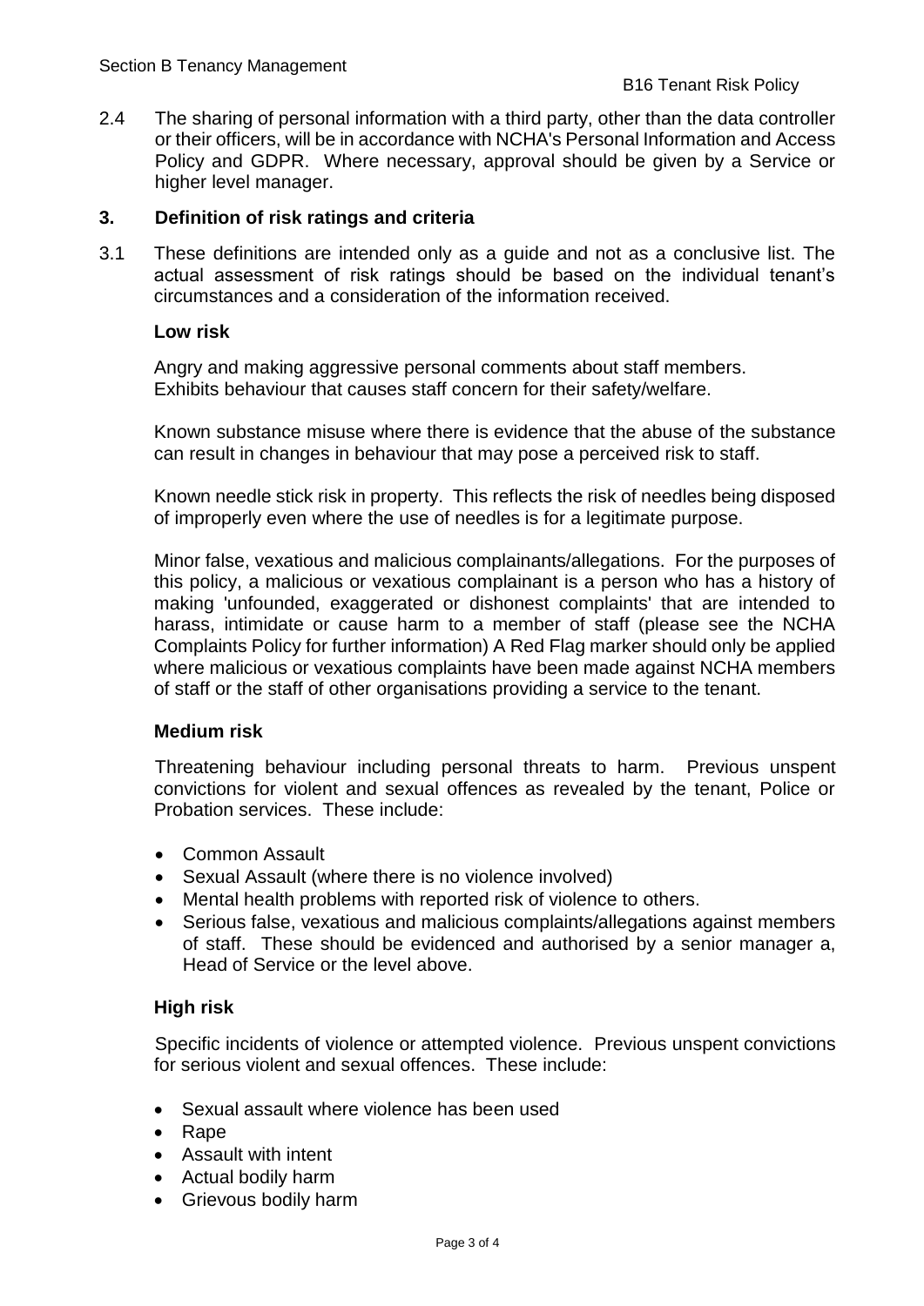2.4 The sharing of personal information with a third party, other than the data controller or their officers, will be in accordance with NCHA's Personal Information and Access Policy and GDPR. Where necessary, approval should be given by a Service or higher level manager.

## 3. Definition of risk ratings and criteria

3.1 These definitions are intended only as a guide and not as a conclusive list. The actual assessment of risk ratings should be based on the individual tenant's circumstances and a consideration of the information received.

**Low risk**

Angry and making aggressive personal comments about staff members. Exhibits behaviour that causes staff concern for their safety/welfare.

Known substance misuse where there is evidence that the abuse of the substance can result in changes in behaviour that may pose a perceived risk to staff.

Known needle stick risk in property. This reflects the risk of needles being disposed of improperly even where the use of needles is for a legitimate purpose.

Minor false, vexatious and malicious complainants/allegations. For the purposes of this policy, a malicious or vexatious complainant is a person who has a history of making 'unfounded, exaggerated or dishonest complaints' that are intended to harass, intimidate or cause harm to a member of staff (please see the NCHA Complaints Policy for further information) A Red Flag marker should only be applied where malicious or vexatious complaints have been made against NCHA members of staff or the staff of other organisations providing a service to the tenant.

**Medium risk**

Threatening behaviour including personal threats to harm. Previous unspent convictions for violent and sexual offences as revealed by the tenant, Police or Probation services. These include:

- Common Assault
- Sexual Assault (where there is no violence involved)
- Mental health problems with reported risk of violence to others.
- Serious false, vexatious and malicious complaints/allegations against members of staff. These should be evidenced and authorised by a senior manager a, Head of Service or the level above.

**High risk**

Specific incidents of violence or attempted violence. Previous unspent convictions for serious violent and sexual offences. These include:

- Sexual assault where violence has been used
- Rape
- Assault with intent
- Actual bodily harm
- Grievous bodily harm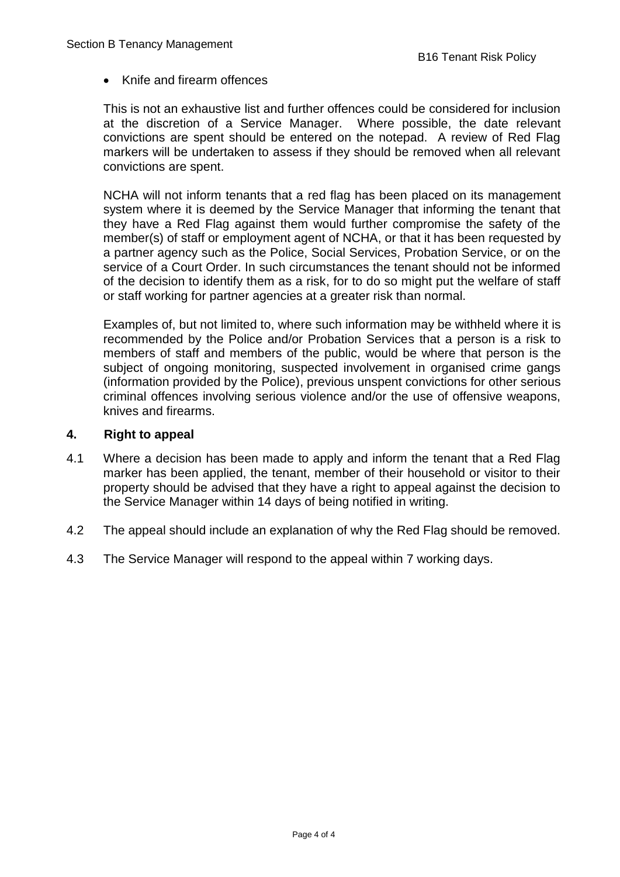- Knife and firearm offences

This is not an exhaustive list and further offences could be considered for inclusion at the discretion of a Service Manager. Where possible, the date relevant convictions are spent should be entered on the notepad. A review of Red Flag markers will be undertaken to assess if they should be removed when all relevant convictions are spent.

NCHA will not inform tenants that a red flag has been placed on its management system where it is deemed by the Service Manager that informing the tenant that they have a Red Flag against them would further compromise the safety of the member(s) of staff or employment agent of NCHA, or that it has been requested by a partner agency such as the Police, Social Services, Probation Service, or on the service of a Court Order. In such circumstances the tenant should not be informed of the decision to identify them as a risk, for to do so might put the welfare of staff or staff working for partner agencies at a greater risk than normal.

Examples of, but not limited to, where such information may be withheld where it is recommended by the Police and/or Probation Services that a person is a risk to members of staff and members of the public, would be where that person is the subject of ongoing monitoring, suspected involvement in organised crime gangs (information provided by the Police), previous unspent convictions for other serious criminal offences involving serious violence and/or the use of offensive weapons, knives and firearms.

## 4. Right to appeal

4.1 Where a decision has been made to apply and inform the tenant that a Red Flag marker has been applied, the tenant, member of their household or visitor to their property should be advised that they have a right to appeal against the decision to the Service Manager within 14 days of being notified in writing.

4.2 The appeal should include an explanation of why the Red Flag should be removed.

4.3 The Service Manager will respond to the appeal within 7 working days.